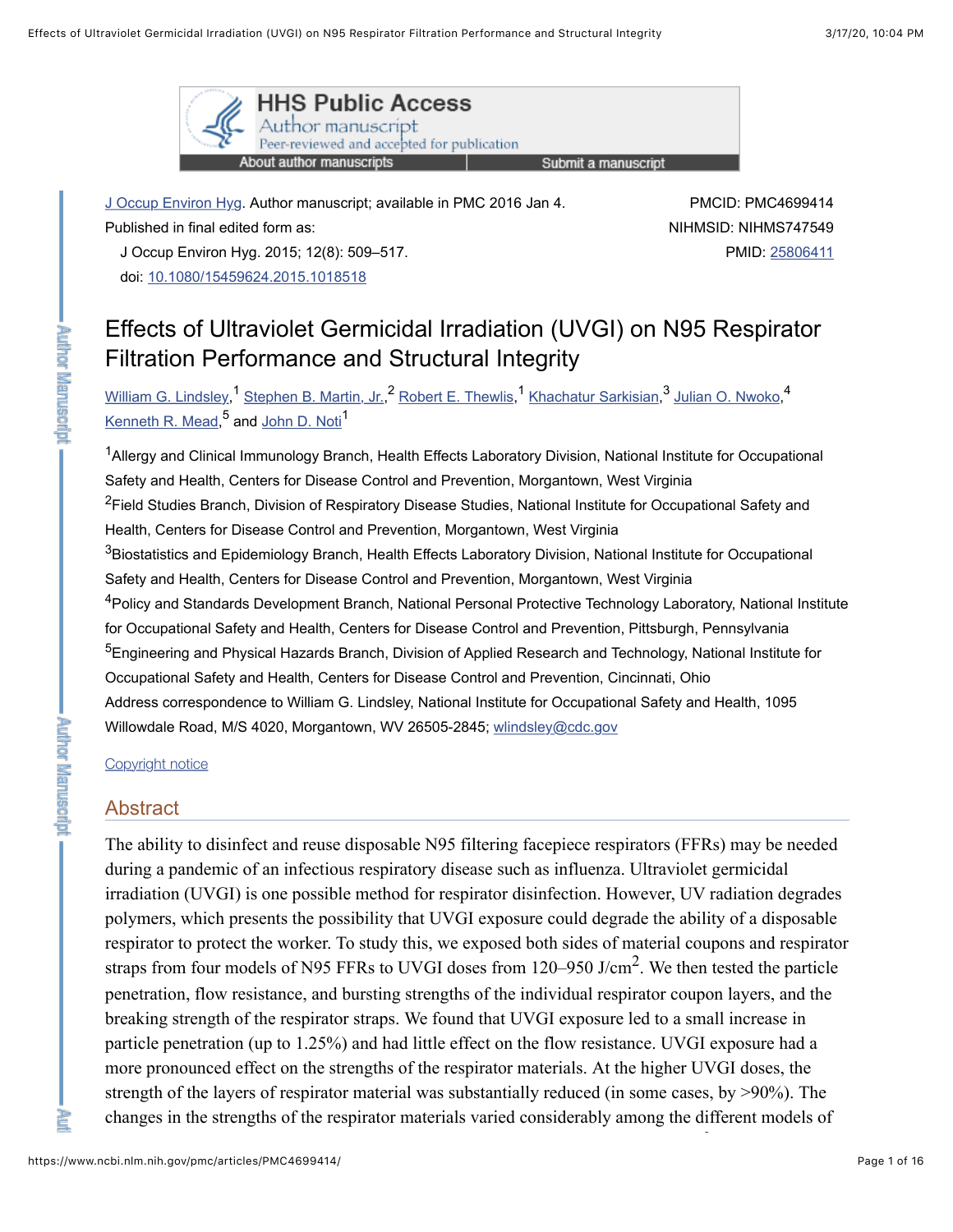J Occup Environ Hyg. Author manuscript; available in PMC 2016 Jan 4.

Published in final edited form as:

J Occup Environ Hyg. 2015; 12(8): 509–517.

doi: 10.1080/15459624.2015.1018518

PMCID: PMC4699414

NIHMSID: NIHMS747549

PMID: 25806411

# Effects of Ultraviolet Germicidal Irradiation (UVGI) on N95 Respirator Filtration Performance and Structural Integrity

William G. Lindsley,[1] Stephen B. Martin, Jr.,[2] Robert E. Thewlis,[1] Khachatur Sarkisian,[3] Julian O. Nwoko,[4] Kenneth R. Mead,[5] and John D. Noti[1]

[1]Allergy and Clinical Immunology Branch, Health Effects Laboratory Division, National Institute for Occupational Safety and Health, Centers for Disease Control and Prevention, Morgantown, West Virginia

[2]Field Studies Branch, Division of Respiratory Disease Studies, National Institute for Occupational Safety and Health, Centers for Disease Control and Prevention, Morgantown, West Virginia

[3]Biostatistics and Epidemiology Branch, Health Effects Laboratory Division, National Institute for Occupational Safety and Health, Centers for Disease Control and Prevention, Morgantown, West Virginia

[4]Policy and Standards Development Branch, National Personal Protective Technology Laboratory, National Institute for Occupational Safety and Health, Centers for Disease Control and Prevention, Pittsburgh, Pennsylvania

[5]Engineering and Physical Hazards Branch, Division of Applied Research and Technology, National Institute for Occupational Safety and Health, Centers for Disease Control and Prevention, Cincinnati, Ohio

Address correspondence to William G. Lindsley, National Institute for Occupational Safety and Health, 1095 Willowdale Road, M/S 4020, Morgantown, WV 26505-2845; wlindsley@cdc.gov

Copyright notice

## Abstract

The ability to disinfect and reuse disposable N95 filtering facepiece respirators (FFRs) may be needed during a pandemic of an infectious respiratory disease such as influenza. Ultraviolet germicidal irradiation (UVGI) is one possible method for respirator disinfection. However, UV radiation degrades polymers, which presents the possibility that UVGI exposure could degrade the ability of a disposable respirator to protect the worker. To study this, we exposed both sides of material coupons and respirator straps from four models of N95 FFRs to UVGI doses from 120–950 J/cm$^2$. We then tested the particle penetration, flow resistance, and bursting strengths of the individual respirator coupon layers, and the breaking strength of the respirator straps. We found that UVGI exposure led to a small increase in particle penetration (up to 1.25%) and had little effect on the flow resistance. UVGI exposure had a more pronounced effect on the strengths of the respirator materials. At the higher UVGI doses, the strength of the layers of respirator material was substantially reduced (in some cases, by >90%). The changes in the strengths of the respirator materials varied considerably among the different models of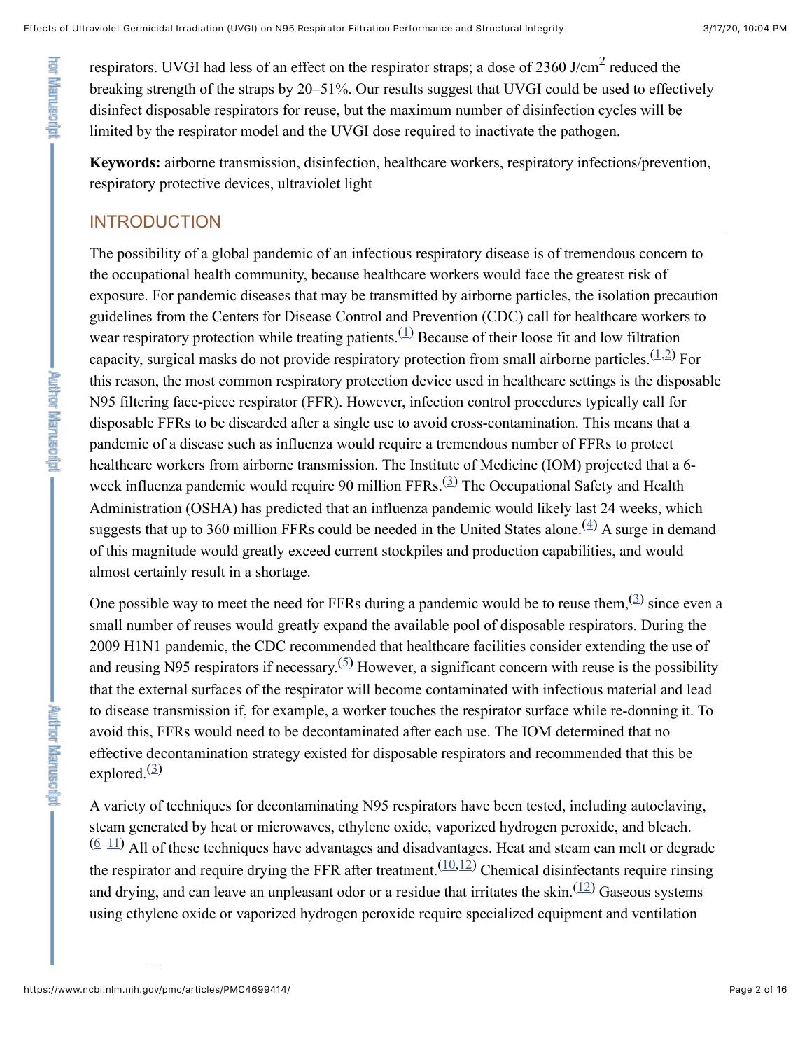respirators. UVGI had less of an effect on the respirator straps; a dose of 2360 J/cm$^2$ reduced the breaking strength of the straps by 20–51%. Our results suggest that UVGI could be used to effectively disinfect disposable respirators for reuse, but the maximum number of disinfection cycles will be limited by the respirator model and the UVGI dose required to inactivate the pathogen.

**Keywords:** airborne transmission, disinfection, healthcare workers, respiratory infections/prevention, respiratory protective devices, ultraviolet light

## INTRODUCTION

The possibility of a global pandemic of an infectious respiratory disease is of tremendous concern to the occupational health community, because healthcare workers would face the greatest risk of exposure. For pandemic diseases that may be transmitted by airborne particles, the isolation precaution guidelines from the Centers for Disease Control and Prevention (CDC) call for healthcare workers to wear respiratory protection while treating patients.[1] Because of their loose fit and low filtration capacity, surgical masks do not provide respiratory protection from small airborne particles.[1,2] For this reason, the most common respiratory protection device used in healthcare settings is the disposable N95 filtering face-piece respirator (FFR). However, infection control procedures typically call for disposable FFRs to be discarded after a single use to avoid cross-contamination. This means that a pandemic of a disease such as influenza would require a tremendous number of FFRs to protect healthcare workers from airborne transmission. The Institute of Medicine (IOM) projected that a 6-week influenza pandemic would require 90 million FFRs.[3] The Occupational Safety and Health Administration (OSHA) has predicted that an influenza pandemic would likely last 24 weeks, which suggests that up to 360 million FFRs could be needed in the United States alone.[4] A surge in demand of this magnitude would greatly exceed current stockpiles and production capabilities, and would almost certainly result in a shortage.

One possible way to meet the need for FFRs during a pandemic would be to reuse them,[3] since even a small number of reuses would greatly expand the available pool of disposable respirators. During the 2009 H1N1 pandemic, the CDC recommended that healthcare facilities consider extending the use of and reusing N95 respirators if necessary.[5] However, a significant concern with reuse is the possibility that the external surfaces of the respirator will become contaminated with infectious material and lead to disease transmission if, for example, a worker touches the respirator surface while re-donning it. To avoid this, FFRs would need to be decontaminated after each use. The IOM determined that no effective decontamination strategy existed for disposable respirators and recommended that this be explored.[3]

A variety of techniques for decontaminating N95 respirators have been tested, including autoclaving, steam generated by heat or microwaves, ethylene oxide, vaporized hydrogen peroxide, and bleach.[6–11] All of these techniques have advantages and disadvantages. Heat and steam can melt or degrade the respirator and require drying the FFR after treatment.[10,12] Chemical disinfectants require rinsing and drying, and can leave an unpleasant odor or a residue that irritates the skin.[12] Gaseous systems using ethylene oxide or vaporized hydrogen peroxide require specialized equipment and ventilation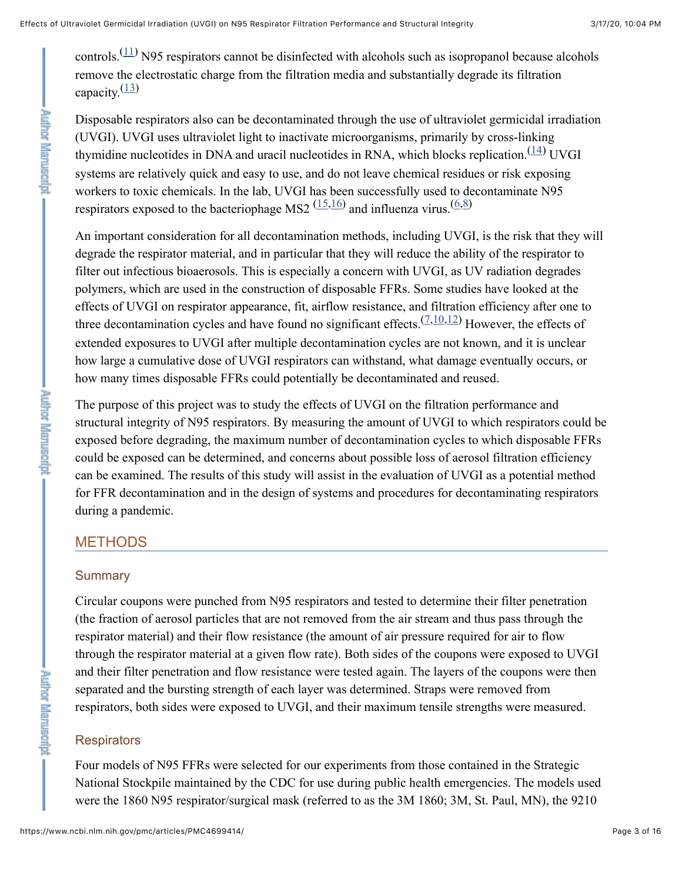controls.[11] N95 respirators cannot be disinfected with alcohols such as isopropanol because alcohols remove the electrostatic charge from the filtration media and substantially degrade its filtration capacity.[13]

Disposable respirators also can be decontaminated through the use of ultraviolet germicidal irradiation (UVGI). UVGI uses ultraviolet light to inactivate microorganisms, primarily by cross-linking thymidine nucleotides in DNA and uracil nucleotides in RNA, which blocks replication.[14] UVGI systems are relatively quick and easy to use, and do not leave chemical residues or risk exposing workers to toxic chemicals. In the lab, UVGI has been successfully used to decontaminate N95 respirators exposed to the bacteriophage MS2 [15,16] and influenza virus.[6,8]

An important consideration for all decontamination methods, including UVGI, is the risk that they will degrade the respirator material, and in particular that they will reduce the ability of the respirator to filter out infectious bioaerosols. This is especially a concern with UVGI, as UV radiation degrades polymers, which are used in the construction of disposable FFRs. Some studies have looked at the effects of UVGI on respirator appearance, fit, airflow resistance, and filtration efficiency after one to three decontamination cycles and have found no significant effects.[7,10,12] However, the effects of extended exposures to UVGI after multiple decontamination cycles are not known, and it is unclear how large a cumulative dose of UVGI respirators can withstand, what damage eventually occurs, or how many times disposable FFRs could potentially be decontaminated and reused.

The purpose of this project was to study the effects of UVGI on the filtration performance and structural integrity of N95 respirators. By measuring the amount of UVGI to which respirators could be exposed before degrading, the maximum number of decontamination cycles to which disposable FFRs could be exposed can be determined, and concerns about possible loss of aerosol filtration efficiency can be examined. The results of this study will assist in the evaluation of UVGI as a potential method for FFR decontamination and in the design of systems and procedures for decontaminating respirators during a pandemic.

## METHODS

### Summary

Circular coupons were punched from N95 respirators and tested to determine their filter penetration (the fraction of aerosol particles that are not removed from the air stream and thus pass through the respirator material) and their flow resistance (the amount of air pressure required for air to flow through the respirator material at a given flow rate). Both sides of the coupons were exposed to UVGI and their filter penetration and flow resistance were tested again. The layers of the coupons were then separated and the bursting strength of each layer was determined. Straps were removed from respirators, both sides were exposed to UVGI, and their maximum tensile strengths were measured.

### Respirators

Four models of N95 FFRs were selected for our experiments from those contained in the Strategic National Stockpile maintained by the CDC for use during public health emergencies. The models used were the 1860 N95 respirator/surgical mask (referred to as the 3M 1860; 3M, St. Paul, MN), the 9210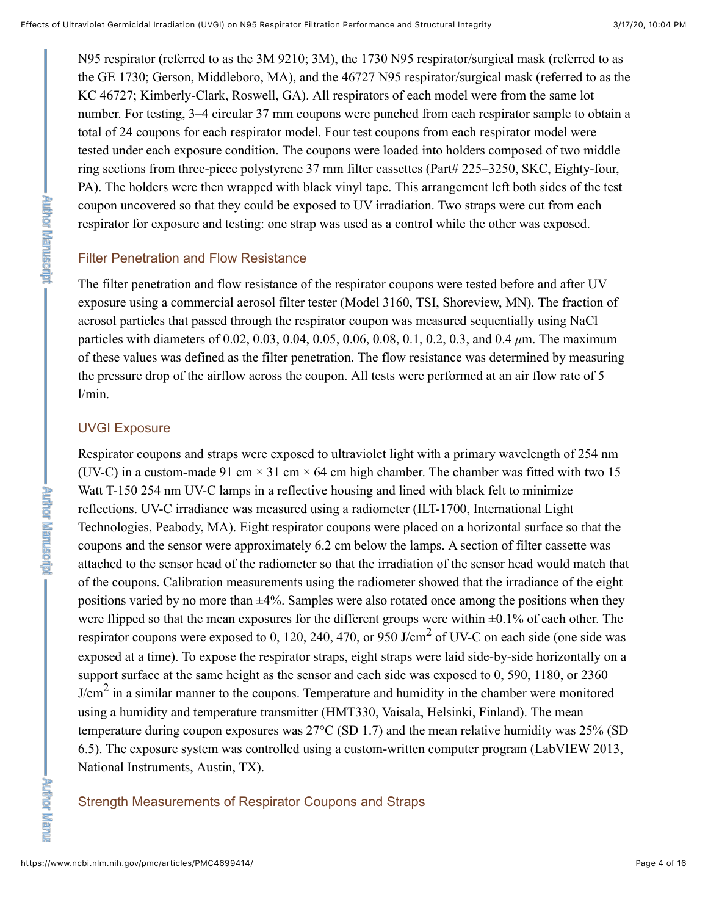N95 respirator (referred to as the 3M 9210; 3M), the 1730 N95 respirator/surgical mask (referred to as the GE 1730; Gerson, Middleboro, MA), and the 46727 N95 respirator/surgical mask (referred to as the KC 46727; Kimberly-Clark, Roswell, GA). All respirators of each model were from the same lot number. For testing, 3–4 circular 37 mm coupons were punched from each respirator sample to obtain a total of 24 coupons for each respirator model. Four test coupons from each respirator model were tested under each exposure condition. The coupons were loaded into holders composed of two middle ring sections from three-piece polystyrene 37 mm filter cassettes (Part# 225–3250, SKC, Eighty-four, PA). The holders were then wrapped with black vinyl tape. This arrangement left both sides of the test coupon uncovered so that they could be exposed to UV irradiation. Two straps were cut from each respirator for exposure and testing: one strap was used as a control while the other was exposed.

### Filter Penetration and Flow Resistance

The filter penetration and flow resistance of the respirator coupons were tested before and after UV exposure using a commercial aerosol filter tester (Model 3160, TSI, Shoreview, MN). The fraction of aerosol particles that passed through the respirator coupon was measured sequentially using NaCl particles with diameters of 0.02, 0.03, 0.04, 0.05, 0.06, 0.08, 0.1, 0.2, 0.3, and 0.4 $\mu$m. The maximum of these values was defined as the filter penetration. The flow resistance was determined by measuring the pressure drop of the airflow across the coupon. All tests were performed at an air flow rate of 5 l/min.

### UVGI Exposure

Respirator coupons and straps were exposed to ultraviolet light with a primary wavelength of 254 nm (UV-C) in a custom-made 91 cm × 31 cm × 64 cm high chamber. The chamber was fitted with two 15 Watt T-150 254 nm UV-C lamps in a reflective housing and lined with black felt to minimize reflections. UV-C irradiance was measured using a radiometer (ILT-1700, International Light Technologies, Peabody, MA). Eight respirator coupons were placed on a horizontal surface so that the coupons and the sensor were approximately 6.2 cm below the lamps. A section of filter cassette was attached to the sensor head of the radiometer so that the irradiation of the sensor head would match that of the coupons. Calibration measurements using the radiometer showed that the irradiance of the eight positions varied by no more than ±4%. Samples were also rotated once among the positions when they were flipped so that the mean exposures for the different groups were within ±0.1% of each other. The respirator coupons were exposed to 0, 120, 240, 470, or 950 J/cm$^2$ of UV-C on each side (one side was exposed at a time). To expose the respirator straps, eight straps were laid side-by-side horizontally on a support surface at the same height as the sensor and each side was exposed to 0, 590, 1180, or 2360 J/cm$^2$ in a similar manner to the coupons. Temperature and humidity in the chamber were monitored using a humidity and temperature transmitter (HMT330, Vaisala, Helsinki, Finland). The mean temperature during coupon exposures was 27°C (SD 1.7) and the mean relative humidity was 25% (SD 6.5). The exposure system was controlled using a custom-written computer program (LabVIEW 2013, National Instruments, Austin, TX).

### Strength Measurements of Respirator Coupons and Straps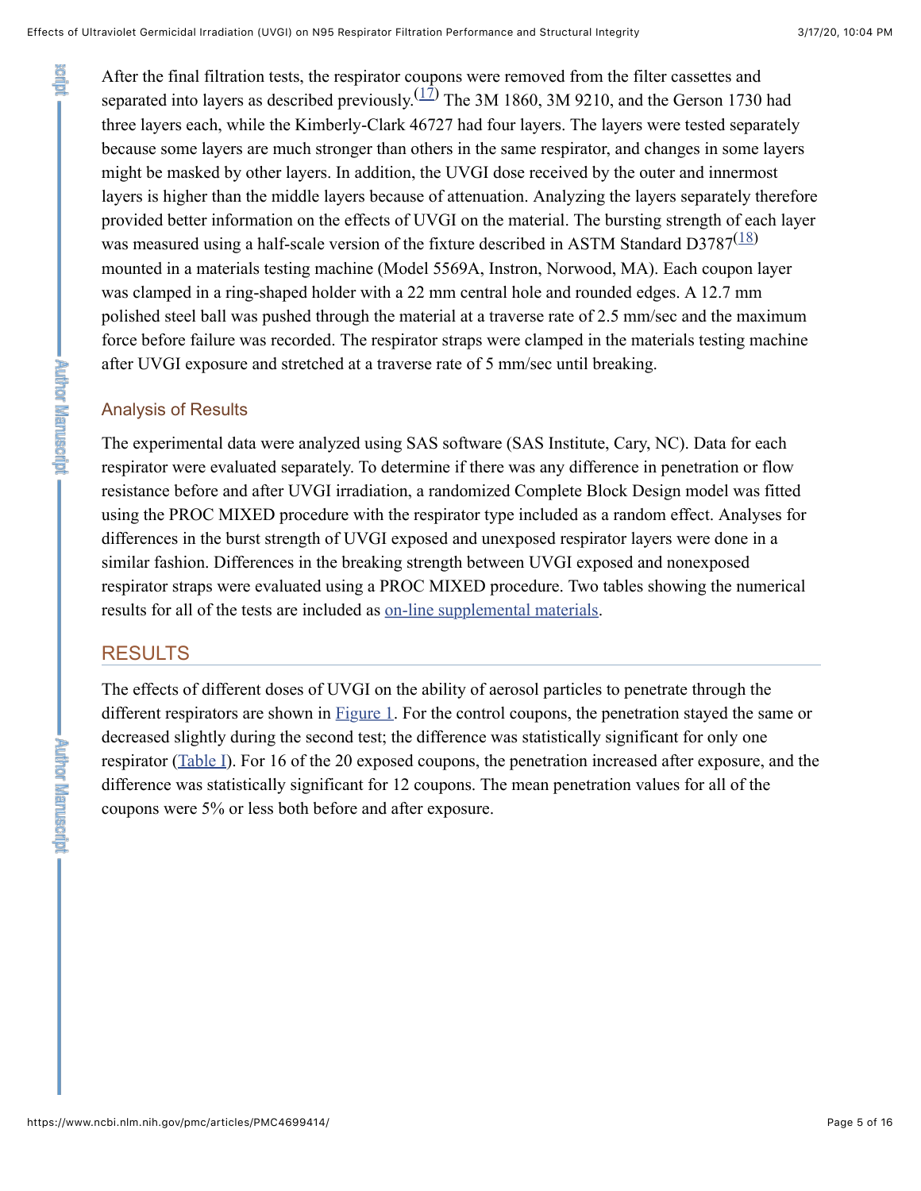After the final filtration tests, the respirator coupons were removed from the filter cassettes and separated into layers as described previously.[17] The 3M 1860, 3M 9210, and the Gerson 1730 had three layers each, while the Kimberly-Clark 46727 had four layers. The layers were tested separately because some layers are much stronger than others in the same respirator, and changes in some layers might be masked by other layers. In addition, the UVGI dose received by the outer and innermost layers is higher than the middle layers because of attenuation. Analyzing the layers separately therefore provided better information on the effects of UVGI on the material. The bursting strength of each layer was measured using a half-scale version of the fixture described in ASTM Standard D3787[18] mounted in a materials testing machine (Model 5569A, Instron, Norwood, MA). Each coupon layer was clamped in a ring-shaped holder with a 22 mm central hole and rounded edges. A 12.7 mm polished steel ball was pushed through the material at a traverse rate of 2.5 mm/sec and the maximum force before failure was recorded. The respirator straps were clamped in the materials testing machine after UVGI exposure and stretched at a traverse rate of 5 mm/sec until breaking.

### Analysis of Results

The experimental data were analyzed using SAS software (SAS Institute, Cary, NC). Data for each respirator were evaluated separately. To determine if there was any difference in penetration or flow resistance before and after UVGI irradiation, a randomized Complete Block Design model was fitted using the PROC MIXED procedure with the respirator type included as a random effect. Analyses for differences in the burst strength of UVGI exposed and unexposed respirator layers were done in a similar fashion. Differences in the breaking strength between UVGI exposed and nonexposed respirator straps were evaluated using a PROC MIXED procedure. Two tables showing the numerical results for all of the tests are included as on-line supplemental materials.

## RESULTS

The effects of different doses of UVGI on the ability of aerosol particles to penetrate through the different respirators are shown in Figure 1. For the control coupons, the penetration stayed the same or decreased slightly during the second test; the difference was statistically significant for only one respirator (Table I). For 16 of the 20 exposed coupons, the penetration increased after exposure, and the difference was statistically significant for 12 coupons. The mean penetration values for all of the coupons were 5% or less both before and after exposure.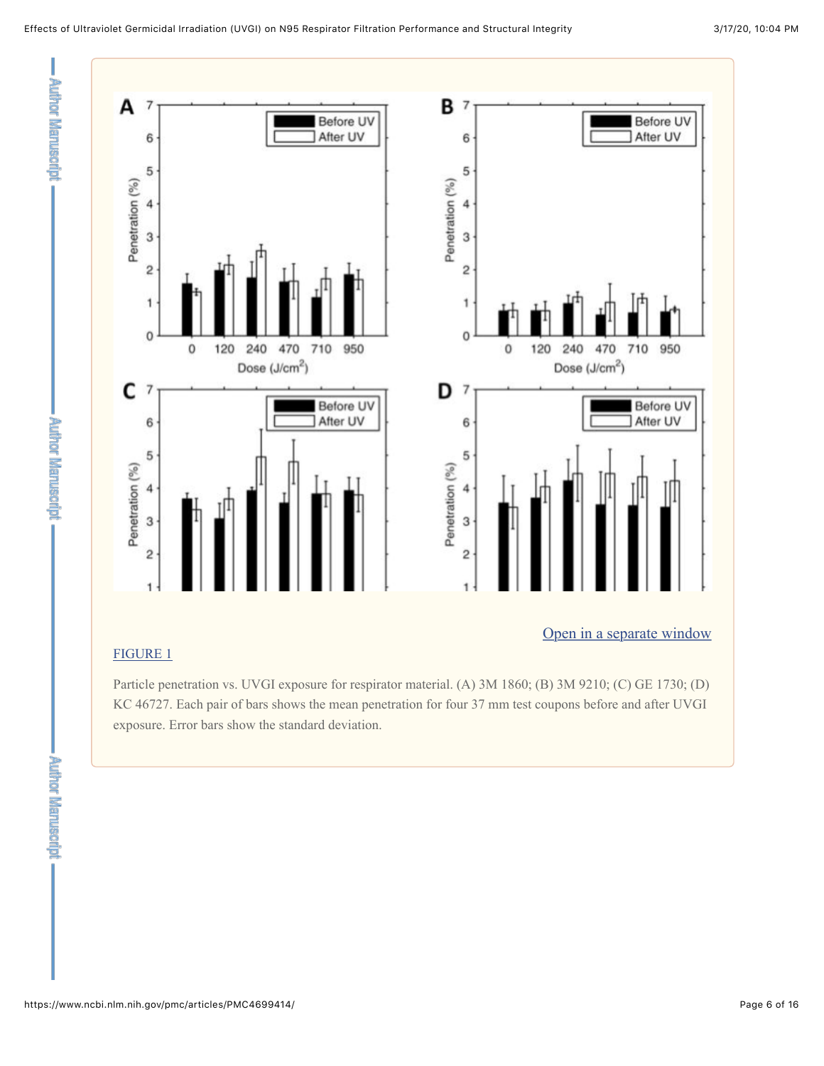Open in a separate window

FIGURE 1

Particle penetration vs. UVGI exposure for respirator material. (A) 3M 1860; (B) 3M 9210; (C) GE 1730; (D) KC 46727. Each pair of bars shows the mean penetration for four 37 mm test coupons before and after UVGI exposure. Error bars show the standard deviation.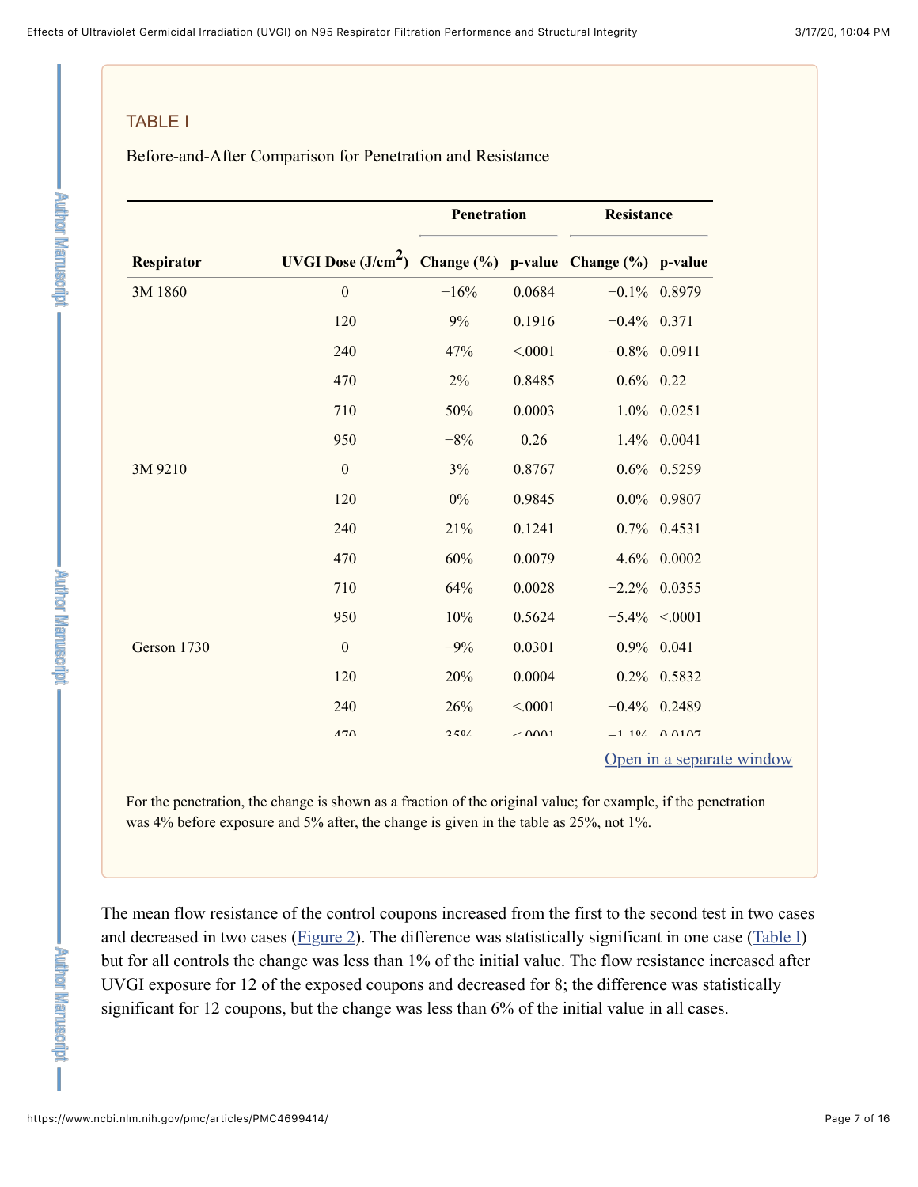### TABLE I

Before-and-After Comparison for Penetration and Resistance

| | | Penetration | | Resistance | |
|---|---|---|---|---|---|
| **Respirator** | **UVGI Dose (J/cm$^2$)** | **Change (%)** | **p-value** | **Change (%)** | **p-value** |
| 3M 1860 | 0 | −16% | 0.0684 | −0.1% | 0.8979 |
| | 120 | 9% | 0.1916 | −0.4% | 0.371 |
| | 240 | 47% | <.0001 | −0.8% | 0.0911 |
| | 470 | 2% | 0.8485 | 0.6% | 0.22 |
| | 710 | 50% | 0.0003 | 1.0% | 0.0251 |
| | 950 | −8% | 0.26 | 1.4% | 0.0041 |
| 3M 9210 | 0 | 3% | 0.8767 | 0.6% | 0.5259 |
| | 120 | 0% | 0.9845 | 0.0% | 0.9807 |
| | 240 | 21% | 0.1241 | 0.7% | 0.4531 |
| | 470 | 60% | 0.0079 | 4.6% | 0.0002 |
| | 710 | 64% | 0.0028 | −2.2% | 0.0355 |
| | 950 | 10% | 0.5624 | −5.4% | <.0001 |
| Gerson 1730 | 0 | −9% | 0.0301 | 0.9% | 0.041 |
| | 120 | 20% | 0.0004 | 0.2% | 0.5832 |
| | 240 | 26% | <.0001 | −0.4% | 0.2489 |
| | 470 | 35% | <.0001 | −1.1% | 0.0107 |

For the penetration, the change is shown as a fraction of the original value; for example, if the penetration was 4% before exposure and 5% after, the change is given in the table as 25%, not 1%.

The mean flow resistance of the control coupons increased from the first to the second test in two cases and decreased in two cases (Figure 2). The difference was statistically significant in one case (Table I) but for all controls the change was less than 1% of the initial value. The flow resistance increased after UVGI exposure for 12 of the exposed coupons and decreased for 8; the difference was statistically significant for 12 coupons, but the change was less than 6% of the initial value in all cases.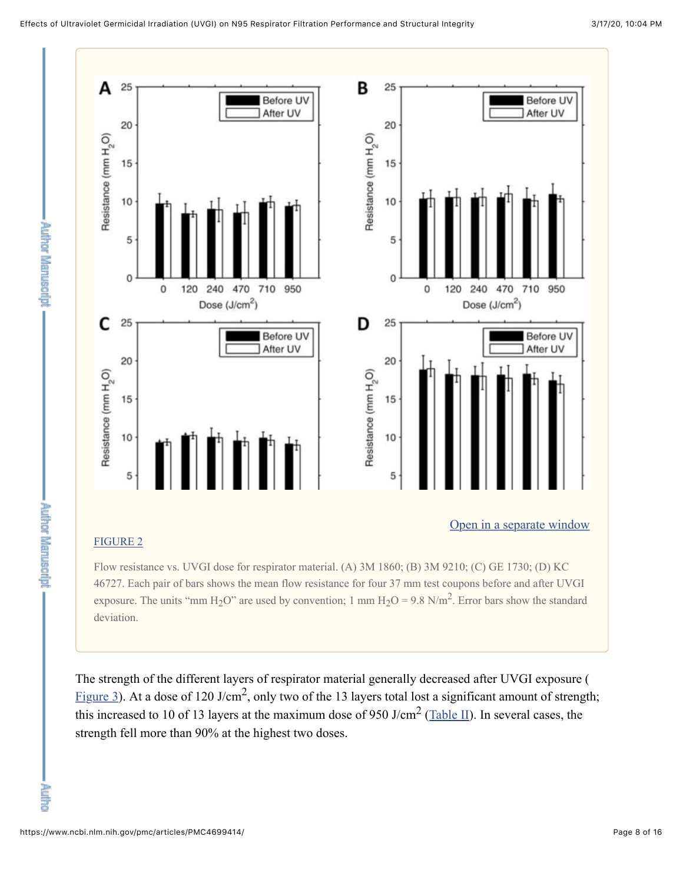Open in a separate window

FIGURE 2

Flow resistance vs. UVGI dose for respirator material. (A) 3M 1860; (B) 3M 9210; (C) GE 1730; (D) KC 46727. Each pair of bars shows the mean flow resistance for four 37 mm test coupons before and after UVGI exposure. The units “mm $H_2O$” are used by convention; 1 mm $H_2O$ = 9.8 N/m$^2$. Error bars show the standard deviation.

The strength of the different layers of respirator material generally decreased after UVGI exposure (Figure 3). At a dose of 120 J/cm$^2$, only two of the 13 layers total lost a significant amount of strength; this increased to 10 of 13 layers at the maximum dose of 950 J/cm$^2$ (Table II). In several cases, the strength fell more than 90% at the highest two doses.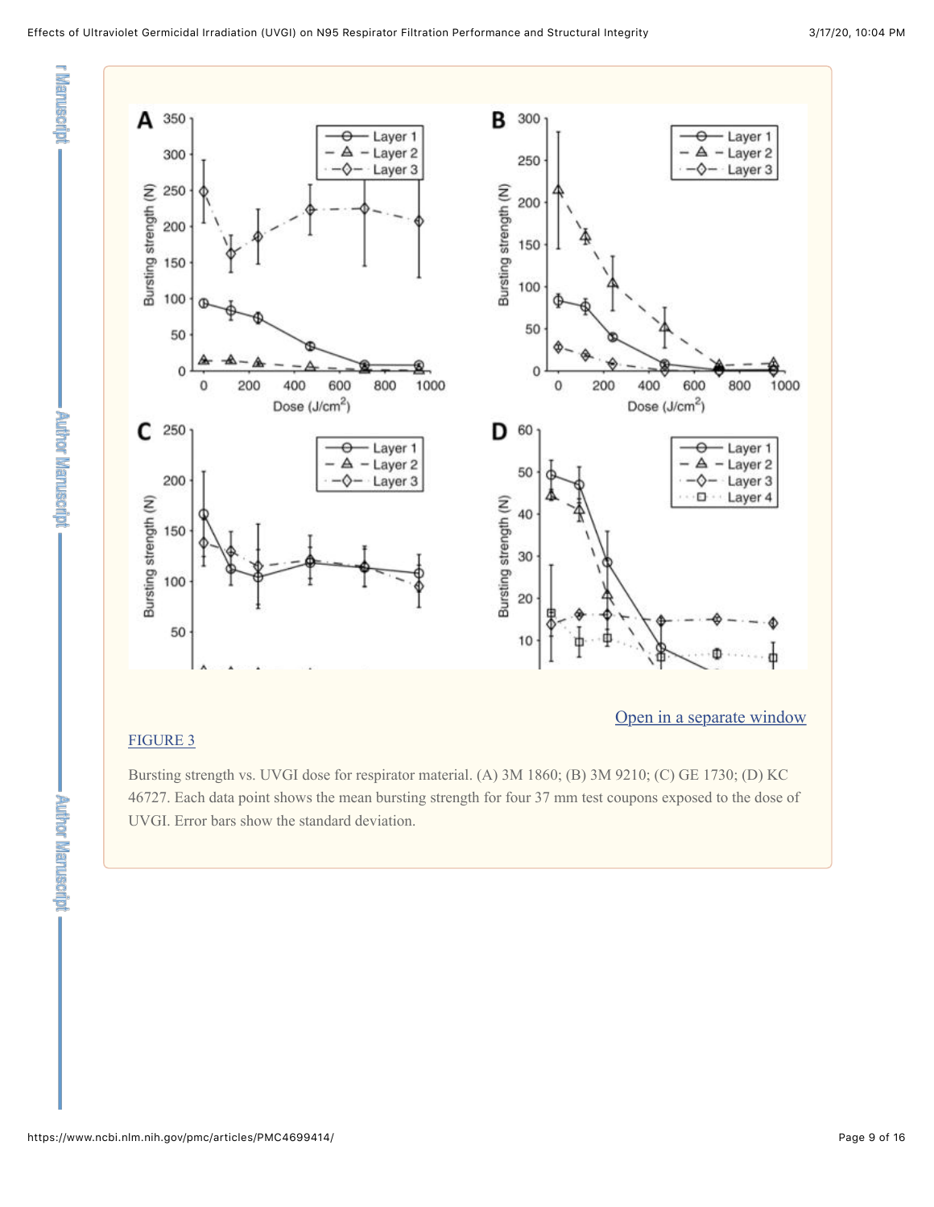[Open in a separate window](#)

FIGURE 3

Bursting strength vs. UVGI dose for respirator material. (A) 3M 1860; (B) 3M 9210; (C) GE 1730; (D) KC 46727. Each data point shows the mean bursting strength for four 37 mm test coupons exposed to the dose of UVGI. Error bars show the standard deviation.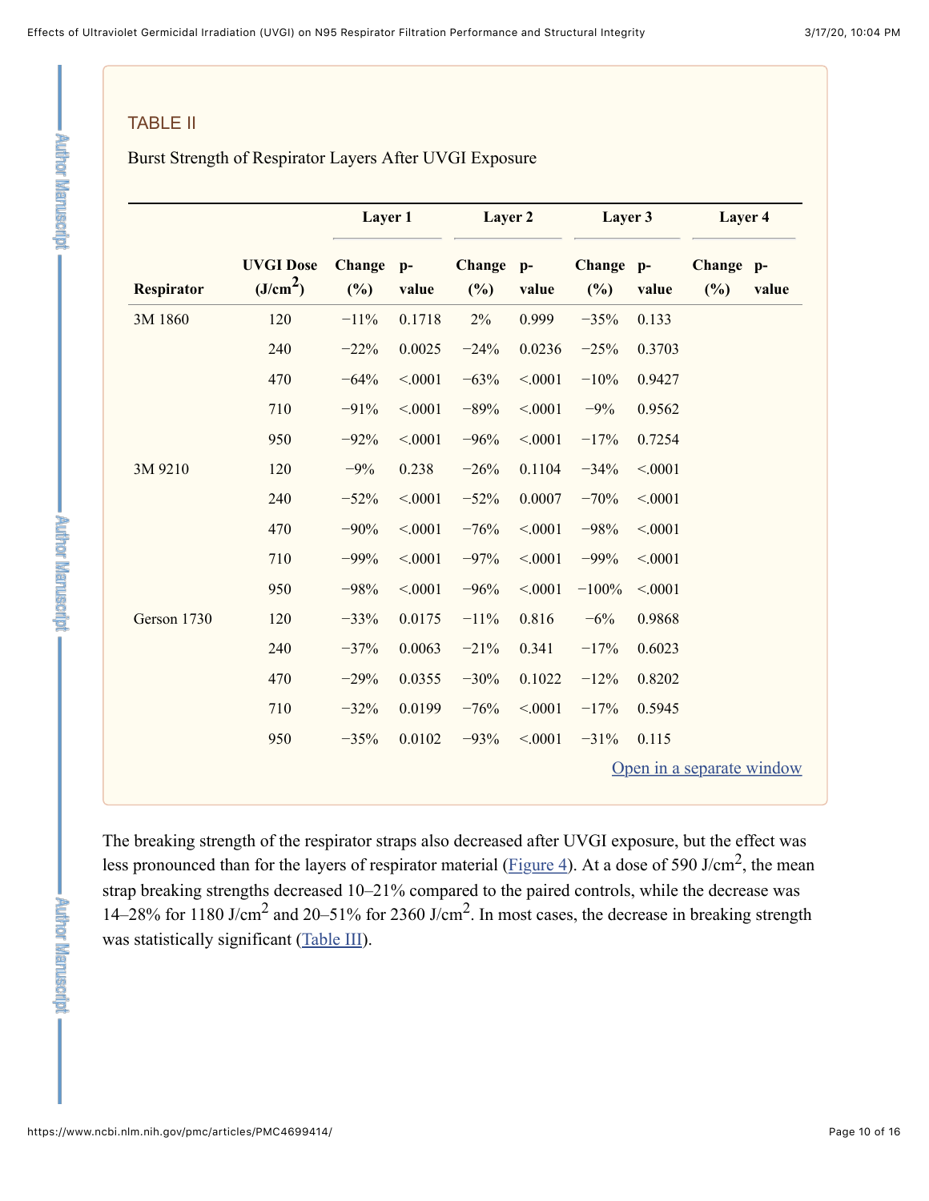### TABLE II

Burst Strength of Respiratory Layers After UVGI Exposure

| | | Layer 1 | | Layer 2 | | Layer 3 | | Layer 4 | |
|---|---|---|---|---|---|---|---|---|---|
| Respirator | UVGI Dose (J/cm$^2$) | Change (%) | p-value | Change (%) | p-value | Change (%) | p-value | Change (%) | p-value |
| 3M 1860 | 120 | −11% | 0.1718 | 2% | 0.999 | −35% | 0.133 | | |
| | 240 | −22% | 0.0025 | −24% | 0.0236 | −25% | 0.3703 | | |
| | 470 | −64% | <.0001 | −63% | <.0001 | −10% | 0.9427 | | |
| | 710 | −91% | <.0001 | −89% | <.0001 | −9% | 0.9562 | | |
| | 950 | −92% | <.0001 | −96% | <.0001 | −17% | 0.7254 | | |
| 3M 9210 | 120 | −9% | 0.238 | −26% | 0.1104 | −34% | <.0001 | | |
| | 240 | −52% | <.0001 | −52% | 0.0007 | −70% | <.0001 | | |
| | 470 | −90% | <.0001 | −76% | <.0001 | −98% | <.0001 | | |
| | 710 | −99% | <.0001 | −97% | <.0001 | −99% | <.0001 | | |
| | 950 | −98% | <.0001 | −96% | <.0001 | −100% | <.0001 | | |
| Gerson 1730 | 120 | −33% | 0.0175 | −11% | 0.816 | −6% | 0.9868 | | |
| | 240 | −37% | 0.0063 | −21% | 0.341 | −17% | 0.6023 | | |
| | 470 | −29% | 0.0355 | −30% | 0.1022 | −12% | 0.8202 | | |
| | 710 | −32% | 0.0199 | −76% | <.0001 | −17% | 0.5945 | | |
| | 950 | −35% | 0.0102 | −93% | <.0001 | −31% | 0.115 | | |

Open in a separate window

The breaking strength of the respirator straps also decreased after UVGI exposure, but the effect was less pronounced than for the layers of respirator material (Figure 4). At a dose of 590 J/cm$^2$, the mean strap breaking strengths decreased 10–21% compared to the paired controls, while the decrease was 14–28% for 1180 J/cm$^2$ and 20–51% for 2360 J/cm$^2$. In most cases, the decrease in breaking strength was statistically significant (Table III).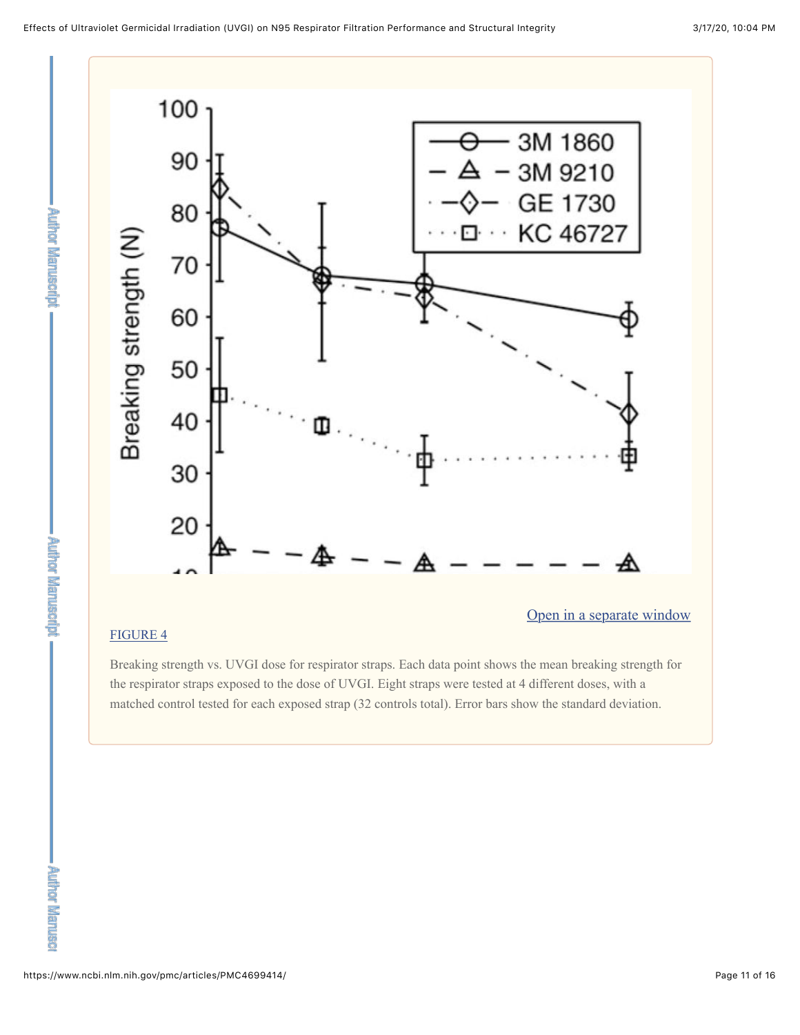[FIGURE 4](#)

Breaking strength vs. UVGI dose for respirator straps. Each data point shows the mean breaking strength for the respirator straps exposed to the dose of UVGI. Eight straps were tested at 4 different doses, with a matched control tested for each exposed strap (32 controls total). Error bars show the standard deviation.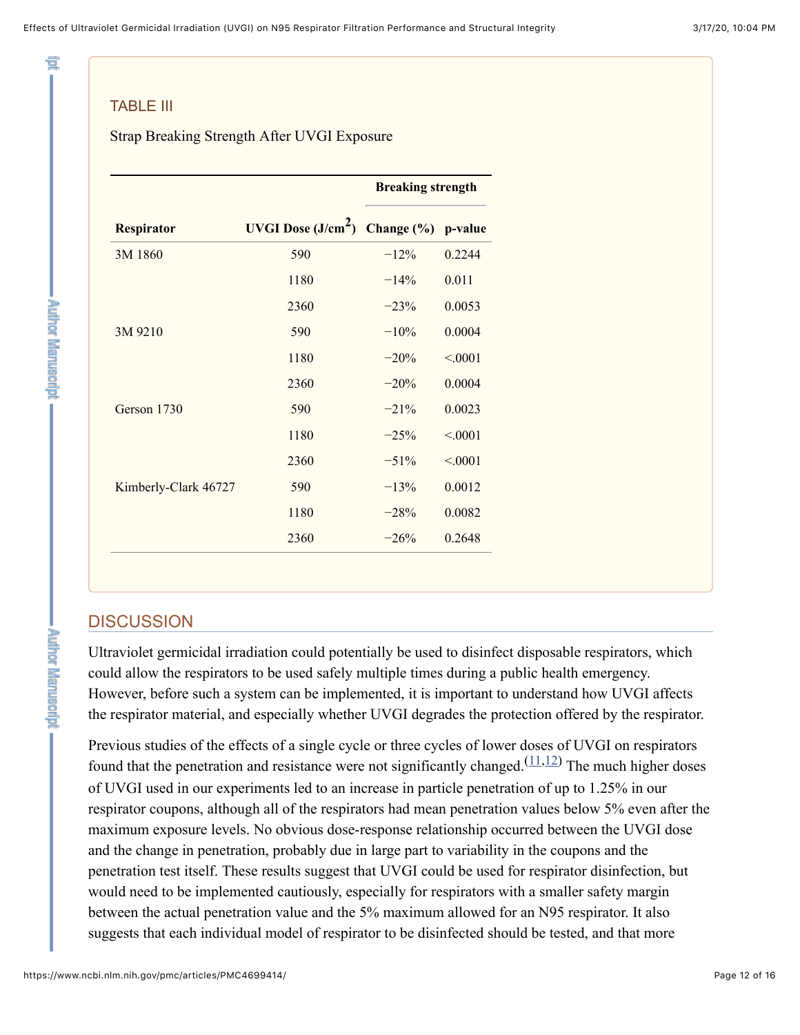## TABLE III

Strap Breaking Strength After UVGI Exposure

| Respirator | UVGI Dose ($J/cm^2$) | Breaking strength | |
|---|---|---|---|
| | | Change (%) | p-value |
| 3M 1860 | 590 | −12% | 0.2244 |
| | 1180 | −14% | 0.011 |
| | 2360 | −23% | 0.0053 |
| 3M 9210 | 590 | −10% | 0.0004 |
| | 1180 | −20% | <.0001 |
| | 2360 | −20% | 0.0004 |
| Gerson 1730 | 590 | −21% | 0.0023 |
| | 1180 | −25% | <.0001 |
| | 2360 | −51% | <.0001 |
| Kimberly-Clark 46727 | 590 | −13% | 0.0012 |
| | 1180 | −28% | 0.0082 |
| | 2360 | −26% | 0.2648 |

## DISCUSSION

Ultraviolet germicidal irradiation could potentially be used to disinfect disposable respirators, which could allow the respirators to be used safely multiple times during a public health emergency. However, before such a system can be implemented, it is important to understand how UVGI affects the respirator material, and especially whether UVGI degrades the protection offered by the respirator.

Previous studies of the effects of a single cycle or three cycles of lower doses of UVGI on respirators found that the penetration and resistance were not significantly changed.[11,12] The much higher doses of UVGI used in our experiments led to an increase in particle penetration of up to 1.25% in our respirator coupons, although all of the respirators had mean penetration values below 5% even after the maximum exposure levels. No obvious dose-response relationship occurred between the UVGI dose and the change in penetration, probably due in large part to variability in the coupons and the penetration test itself. These results suggest that UVGI could be used for respirator disinfection, but would need to be implemented cautiously, especially for respirators with a smaller safety margin between the actual penetration value and the 5% maximum allowed for an N95 respirator. It also suggests that each individual model of respirator to be disinfected should be tested, and that more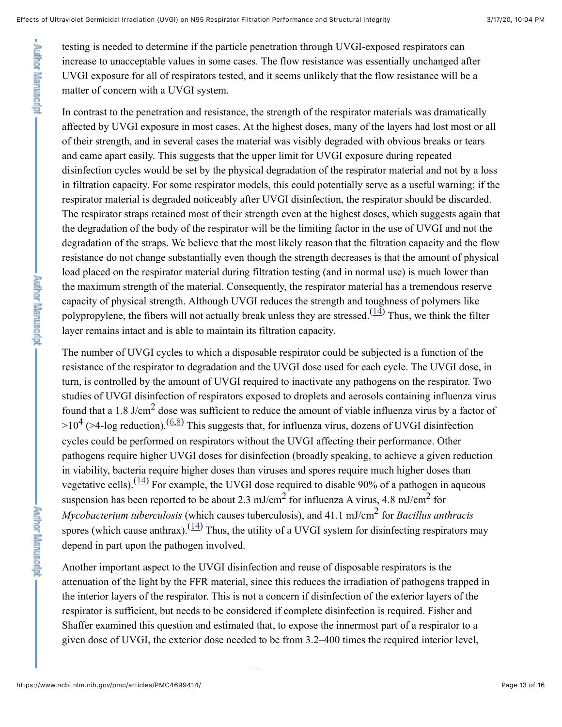testing is needed to determine if the particle penetration through UVGI-exposed respirators can increase to unacceptable values in some cases. The flow resistance was essentially unchanged after UVGI exposure for all of respirators tested, and it seems unlikely that the flow resistance will be a matter of concern with a UVGI system.

In contrast to the penetration and resistance, the strength of the respirator materials was dramatically affected by UVGI exposure in most cases. At the highest doses, many of the layers had lost most or all of their strength, and in several cases the material was visibly degraded with obvious breaks or tears and came apart easily. This suggests that the upper limit for UVGI exposure during repeated disinfection cycles would be set by the physical degradation of the respirator material and not by a loss in filtration capacity. For some respirator models, this could potentially serve as a useful warning; if the respirator material is degraded noticeably after UVGI disinfection, the respirator should be discarded. The respirator straps retained most of their strength even at the highest doses, which suggests again that the degradation of the body of the respirator will be the limiting factor in the use of UVGI and not the degradation of the straps. We believe that the most likely reason that the filtration capacity and the flow resistance do not change substantially even though the strength decreases is that the amount of physical load placed on the respirator material during filtration testing (and in normal use) is much lower than the maximum strength of the material. Consequently, the respirator material has a tremendous reserve capacity of physical strength. Although UVGI reduces the strength and toughness of polymers like polypropylene, the fibers will not actually break unless they are stressed.[(14)] Thus, we think the filter layer remains intact and is able to maintain its filtration capacity.

The number of UVGI cycles to which a disposable respirator could be subjected is a function of the resistance of the respirator to degradation and the UVGI dose used for each cycle. The UVGI dose, in turn, is controlled by the amount of UVGI required to inactivate any pathogens on the respirator. Two studies of UVGI disinfection of respirators exposed to droplets and aerosols containing influenza virus found that a 1.8 J/cm$^2$ dose was sufficient to reduce the amount of viable influenza virus by a factor of $>10^4$ ($>4$-log reduction).[(6,8)] This suggests that, for influenza virus, dozens of UVGI disinfection cycles could be performed on respirators without the UVGI affecting their performance. Other pathogens require higher UVGI doses for disinfection (broadly speaking, to achieve a given reduction in viability, bacteria require higher doses than viruses and spores require much higher doses than vegetative cells).[(14)] For example, the UVGI dose required to disable 90% of a pathogen in aqueous suspension has been reported to be about 2.3 mJ/cm$^2$ for influenza A virus, 4.8 mJ/cm$^2$ for *Mycobacterium tuberculosis* (which causes tuberculosis), and 41.1 mJ/cm$^2$ for *Bacillus anthracis* spores (which cause anthrax).[(14)] Thus, the utility of a UVGI system for disinfecting respirators may depend in part upon the pathogen involved.

Another important aspect to the UVGI disinfection and reuse of disposable respirators is the attenuation of the light by the FFR material, since this reduces the irradiation of pathogens trapped in the interior layers of the respirator. This is not a concern if disinfection of the exterior layers of the respirator is sufficient, but needs to be considered if complete disinfection is required. Fisher and Shaffer examined this question and estimated that, to expose the innermost part of a respirator to a given dose of UVGI, the exterior dose needed to be from 3.2–400 times the required interior level,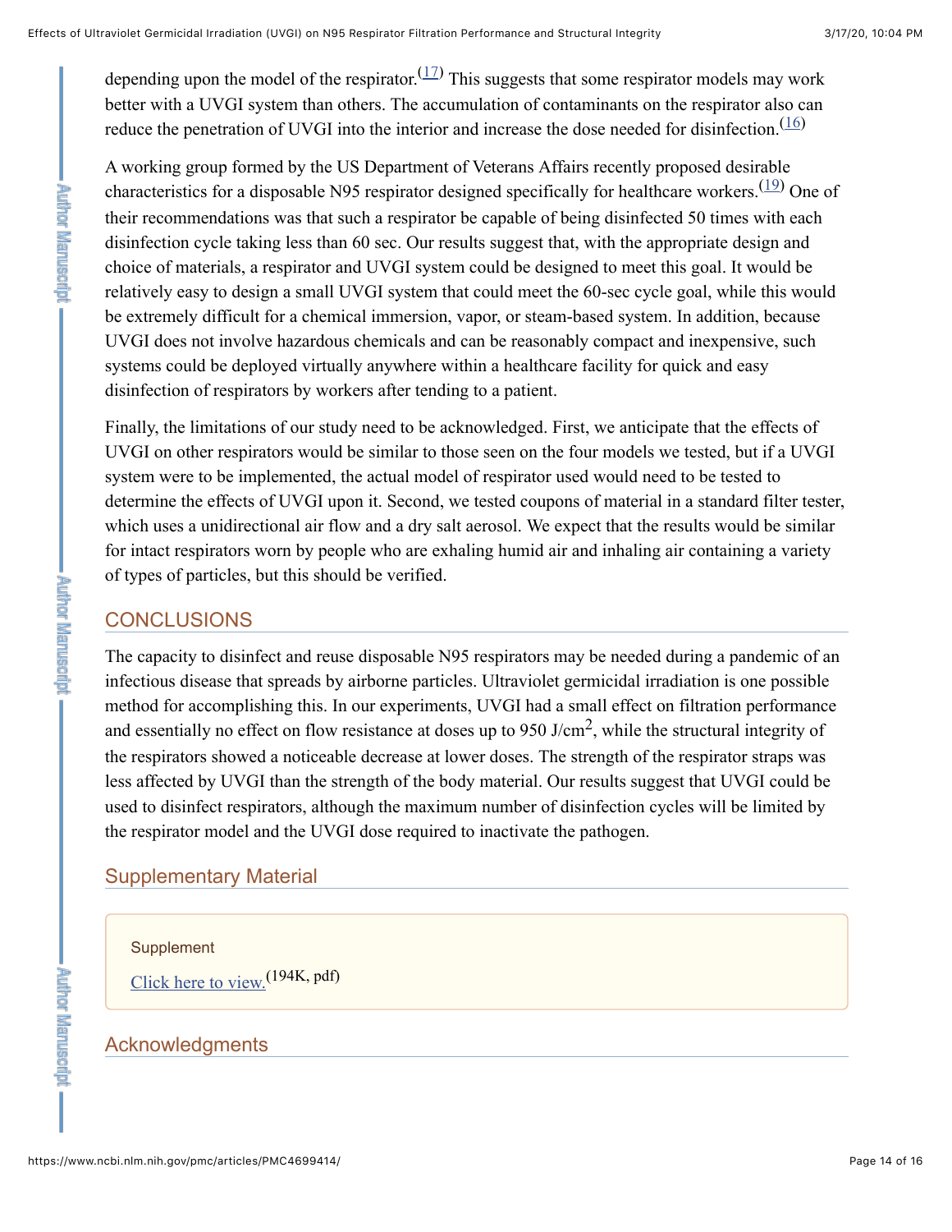depending upon the model of the respirator.[17] This suggests that some respirator models may work better with a UVGI system than others. The accumulation of contaminants on the respirator also can reduce the penetration of UVGI into the interior and increase the dose needed for disinfection.[16]

A working group formed by the US Department of Veterans Affairs recently proposed desirable characteristics for a disposable N95 respirator designed specifically for healthcare workers.[19] One of their recommendations was that such a respirator be capable of being disinfected 50 times with each disinfection cycle taking less than 60 sec. Our results suggest that, with the appropriate design and choice of materials, a respirator and UVGI system could be designed to meet this goal. It would be relatively easy to design a small UVGI system that could meet the 60-sec cycle goal, while this would be extremely difficult for a chemical immersion, vapor, or steam-based system. In addition, because UVGI does not involve hazardous chemicals and can be reasonably compact and inexpensive, such systems could be deployed virtually anywhere within a healthcare facility for quick and easy disinfection of respirators by workers after tending to a patient.

Finally, the limitations of our study need to be acknowledged. First, we anticipate that the effects of UVGI on other respirators would be similar to those seen on the four models we tested, but if a UVGI system were to be implemented, the actual model of respirator used would need to be tested to determine the effects of UVGI upon it. Second, we tested coupons of material in a standard filter tester, which uses a unidirectional air flow and a dry salt aerosol. We expect that the results would be similar for intact respirators worn by people who are exhaling humid air and inhaling air containing a variety of types of particles, but this should be verified.

## CONCLUSIONS

The capacity to disinfect and reuse disposable N95 respirators may be needed during a pandemic of an infectious disease that spreads by airborne particles. Ultraviolet germicidal irradiation is one possible method for accomplishing this. In our experiments, UVGI had a small effect on filtration performance and essentially no effect on flow resistance at doses up to 950 J/cm$^2$, while the structural integrity of the respirators showed a noticeable decrease at lower doses. The strength of the respirator straps was less affected by UVGI than the strength of the body material. Our results suggest that UVGI could be used to disinfect respirators, although the maximum number of disinfection cycles will be limited by the respirator model and the UVGI dose required to inactivate the pathogen.

## Supplementary Material

Supplement

Click here to view. (194K, pdf)

## Acknowledgments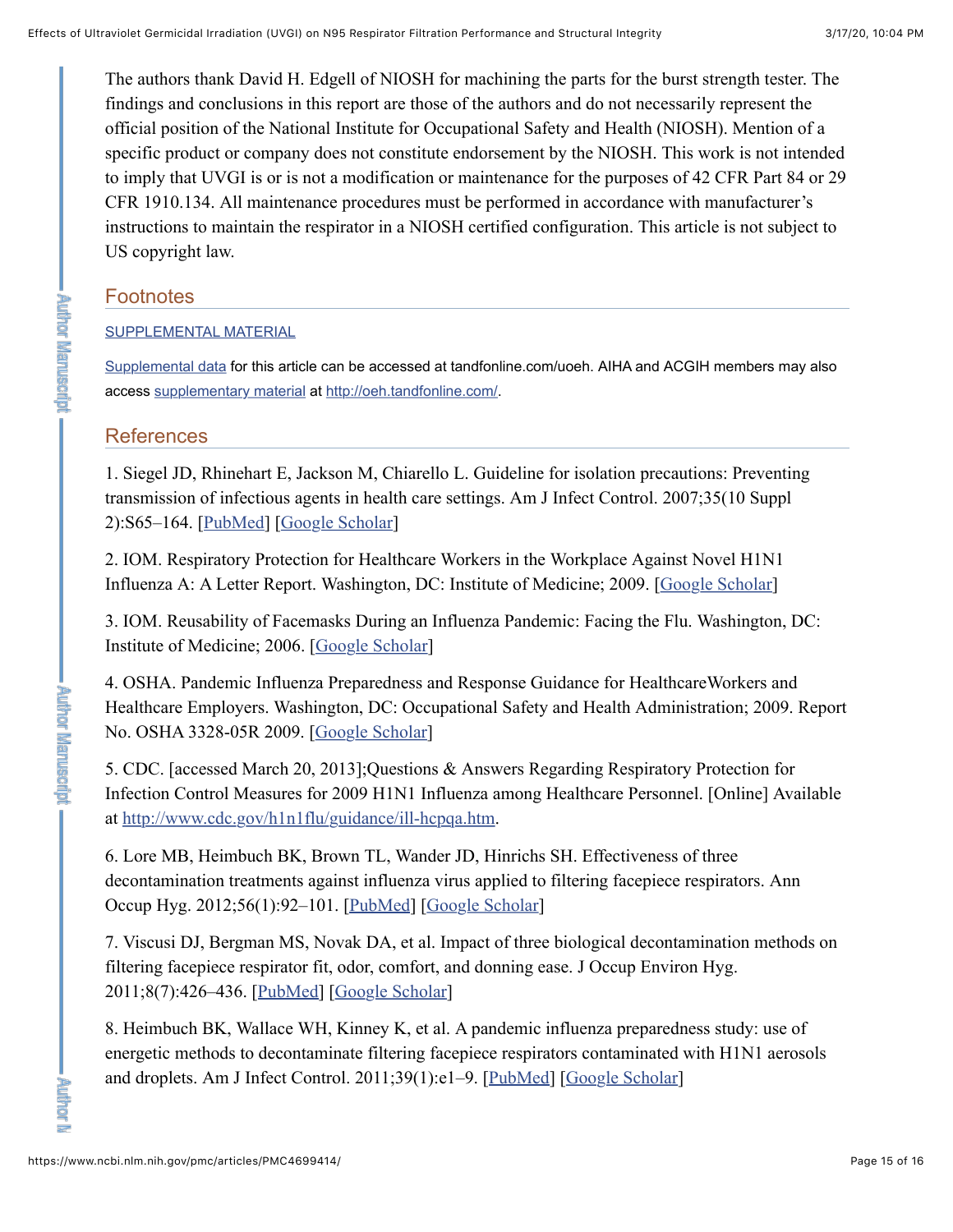The authors thank David H. Edgell of NIOSH for machining the parts for the burst strength tester. The findings and conclusions in this report are those of the authors and do not necessarily represent the official position of the National Institute for Occupational Safety and Health (NIOSH). Mention of a specific product or company does not constitute endorsement by the NIOSH. This work is not intended to imply that UVGI is or is not a modification or maintenance for the purposes of 42 CFR Part 84 or 29 CFR 1910.134. All maintenance procedures must be performed in accordance with manufacturer's instructions to maintain the respirator in a NIOSH certified configuration. This article is not subject to US copyright law.

## Footnotes

SUPPLEMENTAL MATERIAL

Supplemental data for this article can be accessed at tandfonline.com/uoeh. AIHA and ACGIH members may also access supplementary material at http://oeh.tandfonline.com/.

## References

1. Siegel JD, Rhinehart E, Jackson M, Chiarello L. Guideline for isolation precautions: Preventing transmission of infectious agents in health care settings. Am J Infect Control. 2007;35(10 Suppl 2):S65–164. [PubMed] [Google Scholar]

2. IOM. Respiratory Protection for Healthcare Workers in the Workplace Against Novel H1N1 Influenza A: A Letter Report. Washington, DC: Institute of Medicine; 2009. [Google Scholar]

3. IOM. Reusability of Facemasks During an Influenza Pandemic: Facing the Flu. Washington, DC: Institute of Medicine; 2006. [Google Scholar]

4. OSHA. Pandemic Influenza Preparedness and Response Guidance for HealthcareWorkers and Healthcare Employers. Washington, DC: Occupational Safety and Health Administration; 2009. Report No. OSHA 3328-05R 2009. [Google Scholar]

5. CDC. [accessed March 20, 2013];Questions & Answers Regarding Respiratory Protection for Infection Control Measures for 2009 H1N1 Influenza among Healthcare Personnel. [Online] Available at http://www.cdc.gov/h1n1flu/guidance/ill-hcpqa.htm.

6. Lore MB, Heimbuch BK, Brown TL, Wander JD, Hinrichs SH. Effectiveness of three decontamination treatments against influenza virus applied to filtering facepiece respirators. Ann Occup Hyg. 2012;56(1):92–101. [PubMed] [Google Scholar]

7. Viscusi DJ, Bergman MS, Novak DA, et al. Impact of three biological decontamination methods on filtering facepiece respirator fit, odor, comfort, and donning ease. J Occup Environ Hyg. 2011;8(7):426–436. [PubMed] [Google Scholar]

8. Heimbuch BK, Wallace WH, Kinney K, et al. A pandemic influenza preparedness study: use of energetic methods to decontaminate filtering facepiece respirators contaminated with H1N1 aerosols and droplets. Am J Infect Control. 2011;39(1):e1–9. [PubMed] [Google Scholar]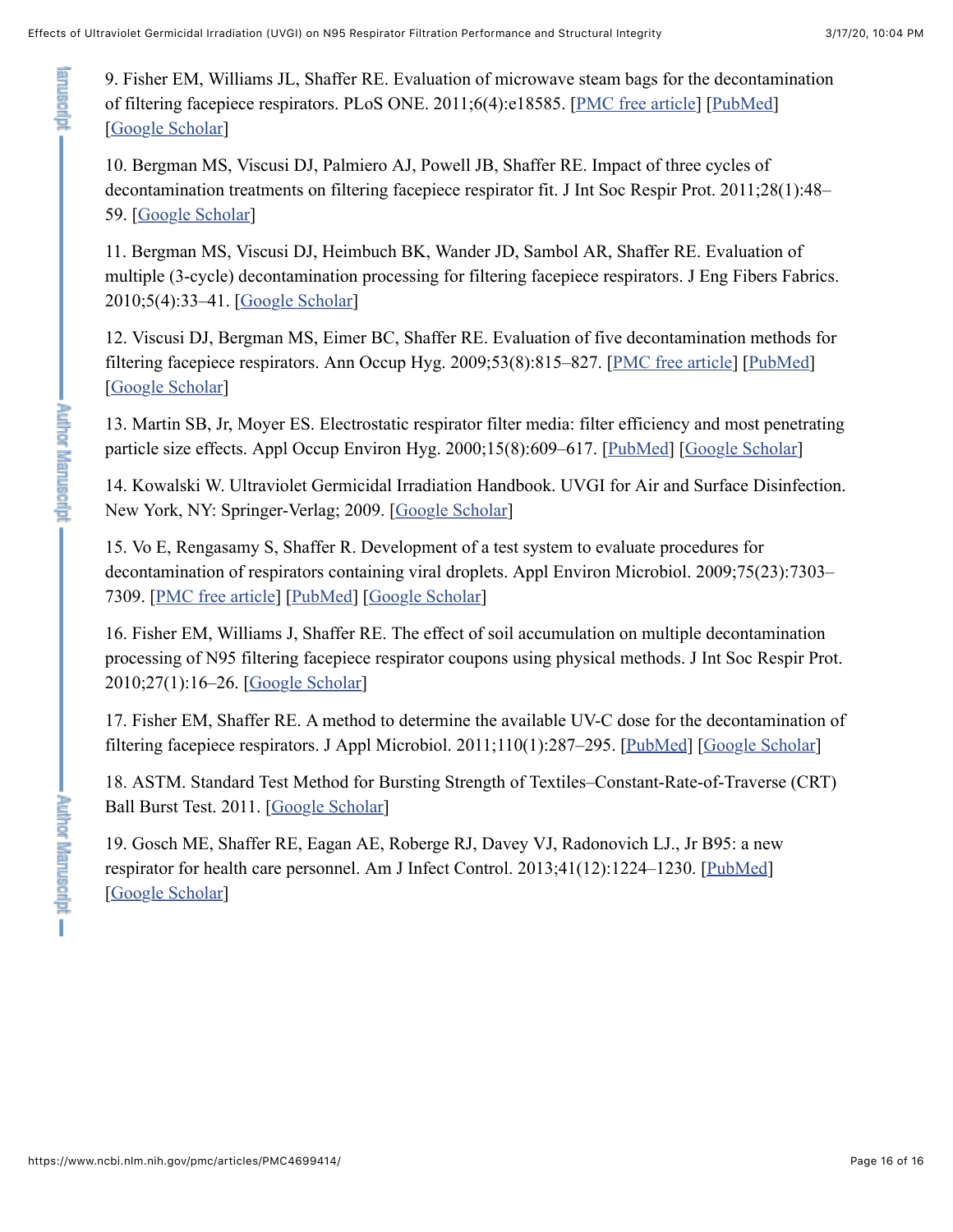9. Fisher EM, Williams JL, Shaffer RE. Evaluation of microwave steam bags for the decontamination of filtering facepiece respirators. PLoS ONE. 2011;6(4):e18585. [PMC free article] [PubMed] [Google Scholar]

10. Bergman MS, Viscusi DJ, Palmiero AJ, Powell JB, Shaffer RE. Impact of three cycles of decontamination treatments on filtering facepiece respirator fit. J Int Soc Respir Prot. 2011;28(1):48–59. [Google Scholar]

11. Bergman MS, Viscusi DJ, Heimbuch BK, Wander JD, Sambol AR, Shaffer RE. Evaluation of multiple (3-cycle) decontamination processing for filtering facepiece respirators. J Eng Fibers Fabrics. 2010;5(4):33–41. [Google Scholar]

12. Viscusi DJ, Bergman MS, Eimer BC, Shaffer RE. Evaluation of five decontamination methods for filtering facepiece respirators. Ann Occup Hyg. 2009;53(8):815–827. [PMC free article] [PubMed] [Google Scholar]

13. Martin SB, Jr, Moyer ES. Electrostatic respirator filter media: filter efficiency and most penetrating particle size effects. Appl Occup Environ Hyg. 2000;15(8):609–617. [PubMed] [Google Scholar]

14. Kowalski W. Ultraviolet Germicidal Irradiation Handbook. UVGI for Air and Surface Disinfection. New York, NY: Springer-Verlag; 2009. [Google Scholar]

15. Vo E, Rengasamy S, Shaffer R. Development of a test system to evaluate procedures for decontamination of respirators containing viral droplets. Appl Environ Microbiol. 2009;75(23):7303–7309. [PMC free article] [PubMed] [Google Scholar]

16. Fisher EM, Williams J, Shaffer RE. The effect of soil accumulation on multiple decontamination processing of N95 filtering facepiece respirator coupons using physical methods. J Int Soc Respir Prot. 2010;27(1):16–26. [Google Scholar]

17. Fisher EM, Shaffer RE. A method to determine the available UV-C dose for the decontamination of filtering facepiece respirators. J Appl Microbiol. 2011;110(1):287–295. [PubMed] [Google Scholar]

18. ASTM. Standard Test Method for Bursting Strength of Textiles–Constant-Rate-of-Traverse (CRT) Ball Burst Test. 2011. [Google Scholar]

19. Gosch ME, Shaffer RE, Eagan AE, Roberge RJ, Davey VJ, Radonovich LJ., Jr B95: a new respirator for health care personnel. Am J Infect Control. 2013;41(12):1224–1230. [PubMed] [Google Scholar]